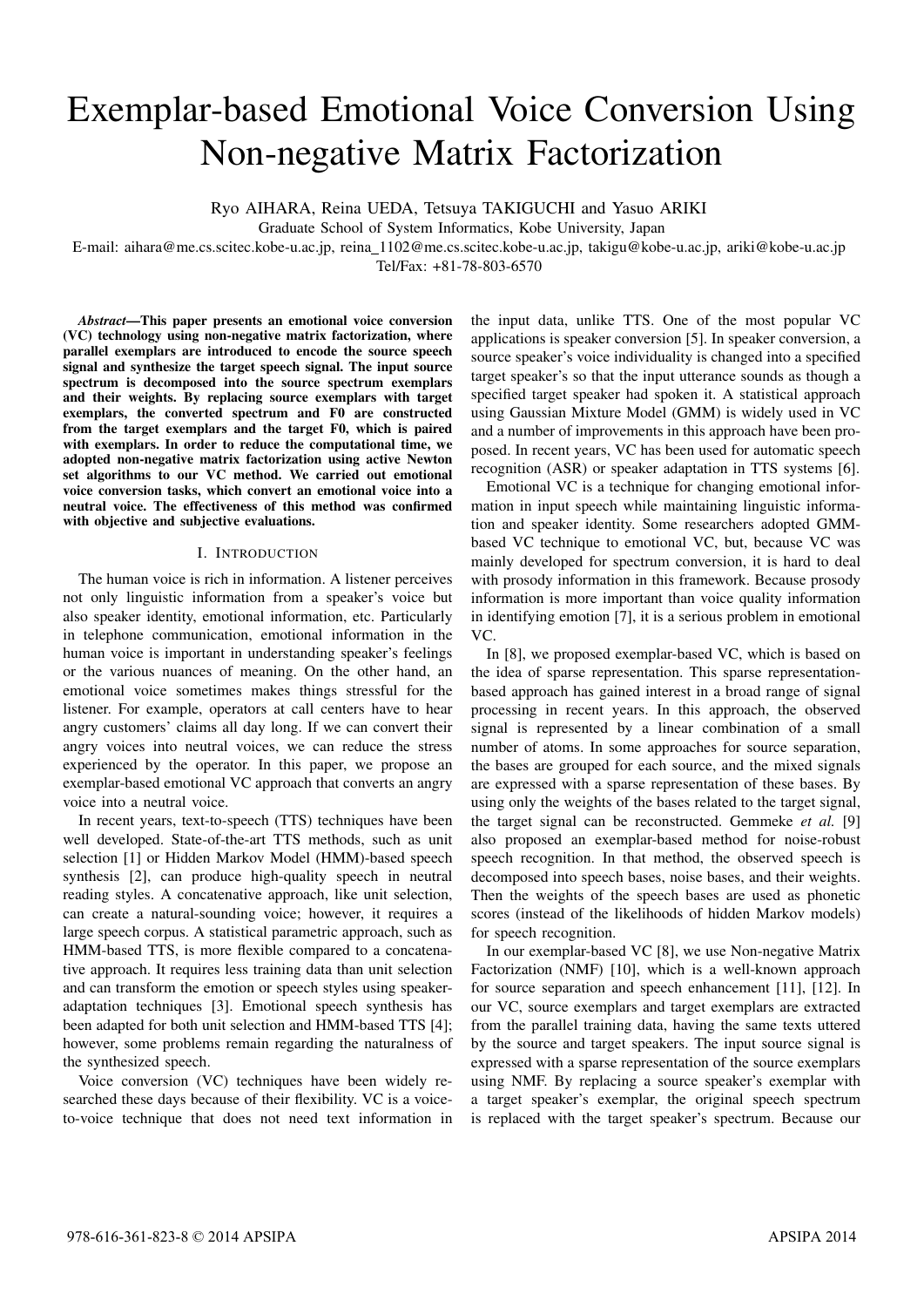# Exemplar-based Emotional Voice Conversion Using Non-negative Matrix Factorization

Ryo AIHARA, Reina UEDA, Tetsuya TAKIGUCHI and Yasuo ARIKI

Graduate School of System Informatics, Kobe University, Japan

E-mail: aihara@me.cs.scitec.kobe-u.ac.jp, reina_1102@me.cs.scitec.kobe-u.ac.jp, takigu@kobe-u.ac.jp, ariki@kobe-u.ac.jp

Tel/Fax: +81-78-803-6570

***Abstract*—This paper presents an emotional voice conversion (VC) technology using non-negative matrix factorization, where parallel exemplars are introduced to encode the source speech signal and synthesize the target speech signal. The input source spectrum is decomposed into the source spectrum exemplars and their weights. By replacing source exemplars with target exemplars, the converted spectrum and F0 are constructed from the target exemplars and the target F0, which is paired with exemplars. In order to reduce the computational time, we adopted non-negative matrix factorization using active Newton set algorithms to our VC method. We carried out emotional voice conversion tasks, which convert an emotional voice into a neutral voice. The effectiveness of this method was confirmed with objective and subjective evaluations.**

## I. Introduction

The human voice is rich in information. A listener perceives not only linguistic information from a speaker's voice but also speaker identity, emotional information, etc. Particularly in telephone communication, emotional information in the human voice is important in understanding speaker's feelings or the various nuances of meaning. On the other hand, an emotional voice sometimes makes things stressful for the listener. For example, operators at call centers have to hear angry customers' claims all day long. If we can convert their angry voices into neutral voices, we can reduce the stress experienced by the operator. In this paper, we propose an exemplar-based emotional VC approach that converts an angry voice into a neutral voice.

In recent years, text-to-speech (TTS) techniques have been well developed. State-of-the-art TTS methods, such as unit selection [1] or Hidden Markov Model (HMM)-based speech synthesis [2], can produce high-quality speech in neutral reading styles. A concatenative approach, like unit selection, can create a natural-sounding voice; however, it requires a large speech corpus. A statistical parametric approach, such as HMM-based TTS, is more flexible compared to a concatenative approach. It requires less training data than unit selection and can transform the emotion or speech styles using speaker-adaptation techniques [3]. Emotional speech synthesis has been adapted for both unit selection and HMM-based TTS [4]; however, some problems remain regarding the naturalness of the synthesized speech.

Voice conversion (VC) techniques have been widely researched these days because of their flexibility. VC is a voice-to-voice technique that does not need text information in the input data, unlike TTS. One of the most popular VC applications is speaker conversion [5]. In speaker conversion, a source speaker's voice individuality is changed into a specified target speaker's so that the input utterance sounds as though a specified target speaker had spoken it. A statistical approach using Gaussian Mixture Model (GMM) is widely used in VC and a number of improvements in this approach have been proposed. In recent years, VC has been used for automatic speech recognition (ASR) or speaker adaptation in TTS systems [6].

Emotional VC is a technique for changing emotional information in input speech while maintaining linguistic information and speaker identity. Some researchers adopted GMM-based VC technique to emotional VC, but, because VC was mainly developed for spectrum conversion, it is hard to deal with prosody information in this framework. Because prosody information is more important than voice quality information in identifying emotion [7], it is a serious problem in emotional VC.

In [8], we proposed exemplar-based VC, which is based on the idea of sparse representation. This sparse representation-based approach has gained interest in a broad range of signal processing in recent years. In this approach, the observed signal is represented by a linear combination of a small number of atoms. In some approaches for source separation, the bases are grouped for each source, and the mixed signals are expressed with a sparse representation of these bases. By using only the weights of the bases related to the target signal, the target signal can be reconstructed. Gemmeke *et al.* [9] also proposed an exemplar-based method for noise-robust speech recognition. In that method, the observed speech is decomposed into speech bases, noise bases, and their weights. Then the weights of the speech bases are used as phonetic scores (instead of the likelihoods of hidden Markov models) for speech recognition.

In our exemplar-based VC [8], we use Non-negative Matrix Factorization (NMF) [10], which is a well-known approach for source separation and speech enhancement [11], [12]. In our VC, source exemplars and target exemplars are extracted from the parallel training data, having the same texts uttered by the source and target speakers. The input source signal is expressed with a sparse representation of the source exemplars using NMF. By replacing a source speaker's exemplar with a target speaker's exemplar, the original speech spectrum is replaced with the target speaker's spectrum. Because our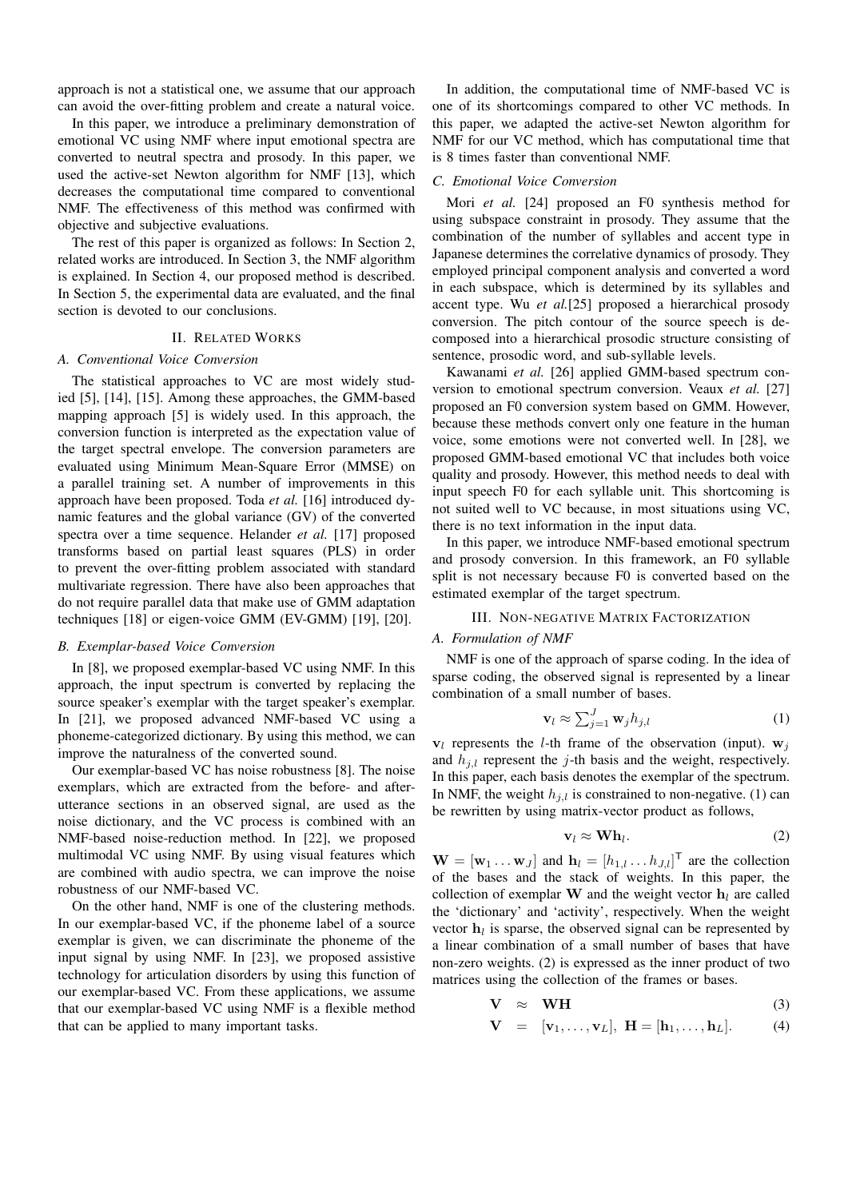approach is not a statistical one, we assume that our approach can avoid the over-fitting problem and create a natural voice.

In this paper, we introduce a preliminary demonstration of emotional VC using NMF where input emotional spectra are converted to neutral spectra and prosody. In this paper, we used the active-set Newton algorithm for NMF [13], which decreases the computational time compared to conventional NMF. The effectiveness of this method was confirmed with objective and subjective evaluations.

The rest of this paper is organized as follows: In Section 2, related works are introduced. In Section 3, the NMF algorithm is explained. In Section 4, our proposed method is described. In Section 5, the experimental data are evaluated, and the final section is devoted to our conclusions.

## II. Related Works

### A. Conventional Voice Conversion

The statistical approaches to VC are most widely studied [5], [14], [15]. Among these approaches, the GMM-based mapping approach [5] is widely used. In this approach, the conversion function is interpreted as the expectation value of the target spectral envelope. The conversion parameters are evaluated using Minimum Mean-Square Error (MMSE) on a parallel training set. A number of improvements in this approach have been proposed. Toda *et al.* [16] introduced dynamic features and the global variance (GV) of the converted spectra over a time sequence. Helander *et al.* [17] proposed transforms based on partial least squares (PLS) in order to prevent the over-fitting problem associated with standard multivariate regression. There have also been approaches that do not require parallel data that make use of GMM adaptation techniques [18] or eigen-voice GMM (EV-GMM) [19], [20].

### B. Exemplar-based Voice Conversion

In [8], we proposed exemplar-based VC using NMF. In this approach, the input spectrum is converted by replacing the source speaker's exemplar with the target speaker's exemplar. In [21], we proposed advanced NMF-based VC using a phoneme-categorized dictionary. By using this method, we can improve the naturalness of the converted sound.

Our exemplar-based VC has noise robustness [8]. The noise exemplars, which are extracted from the before- and after-utterance sections in an observed signal, are used as the noise dictionary, and the VC process is combined with an NMF-based noise-reduction method. In [22], we proposed multimodal VC using NMF. By using visual features which are combined with audio spectra, we can improve the noise robustness of our NMF-based VC.

On the other hand, NMF is one of the clustering methods. In our exemplar-based VC, if the phoneme label of a source exemplar is given, we can discriminate the phoneme of the input signal by using NMF. In [23], we proposed assistive technology for articulation disorders by using this function of our exemplar-based VC. From these applications, we assume that our exemplar-based VC using NMF is a flexible method that can be applied to many important tasks.

In addition, the computational time of NMF-based VC is one of its shortcomings compared to other VC methods. In this paper, we adapted the active-set Newton algorithm for NMF for our VC method, which has computational time that is 8 times faster than conventional NMF.

### C. Emotional Voice Conversion

Mori *et al.* [24] proposed an F0 synthesis method for using subspace constraint in prosody. They assume that the combination of the number of syllables and accent type in Japanese determines the correlative dynamics of prosody. They employed principal component analysis and converted a word in each subspace, which is determined by its syllables and accent type. Wu *et al.*[25] proposed a hierarchical prosody conversion. The pitch contour of the source speech is decomposed into a hierarchical prosodic structure consisting of sentence, prosodic word, and sub-syllable levels.

Kawanami *et al.* [26] applied GMM-based spectrum conversion to emotional spectrum conversion. Veaux *et al.* [27] proposed an F0 conversion system based on GMM. However, because these methods convert only one feature in the human voice, some emotions were not converted well. In [28], we proposed GMM-based emotional VC that includes both voice quality and prosody. However, this method needs to deal with input speech F0 for each syllable unit. This shortcoming is not suited well to VC because, in most situations using VC, there is no text information in the input data.

In this paper, we introduce NMF-based emotional spectrum and prosody conversion. In this framework, an F0 syllable split is not necessary because F0 is converted based on the estimated exemplar of the target spectrum.

## III. Non-negative Matrix Factorization

### A. Formulation of NMF

NMF is one of the approach of sparse coding. In the idea of sparse coding, the observed signal is represented by a linear combination of a small number of bases.

$$\mathbf{v}_l \approx \sum_{j=1}^{J} \mathbf{w}_j h_{j,l} \tag{1}$$

$\mathbf{v}_l$ represents the $l$-th frame of the observation (input). $\mathbf{w}_j$ and $h_{j,l}$ represent the $j$-th basis and the weight, respectively. In this paper, each basis denotes the exemplar of the spectrum. In NMF, the weight $h_{j,l}$ is constrained to non-negative. (1) can be rewritten by using matrix-vector product as follows,

$$\mathbf{v}_l \approx \mathbf{W}\mathbf{h}_l. \tag{2}$$

$\mathbf{W} = [\mathbf{w}_1 \dots \mathbf{w}_J]$ and $\mathbf{h}_l = [h_{1,l} \dots h_{J,l}]^{\mathsf{T}}$ are the collection of the bases and the stack of weights. In this paper, the collection of exemplar $\mathbf{W}$ and the weight vector $\mathbf{h}_l$ are called the 'dictionary' and 'activity', respectively. When the weight vector $\mathbf{h}_l$ is sparse, the observed signal can be represented by a linear combination of a small number of bases that have non-zero weights. (2) is expressed as the inner product of two matrices using the collection of the frames or bases.

$$\mathbf{V} \approx \mathbf{W}\mathbf{H} \tag{3}$$

$$\mathbf{V} = [\mathbf{v}_1, \dots, \mathbf{v}_L], \ \mathbf{H} = [\mathbf{h}_1, \dots, \mathbf{h}_L]. \tag{4}$$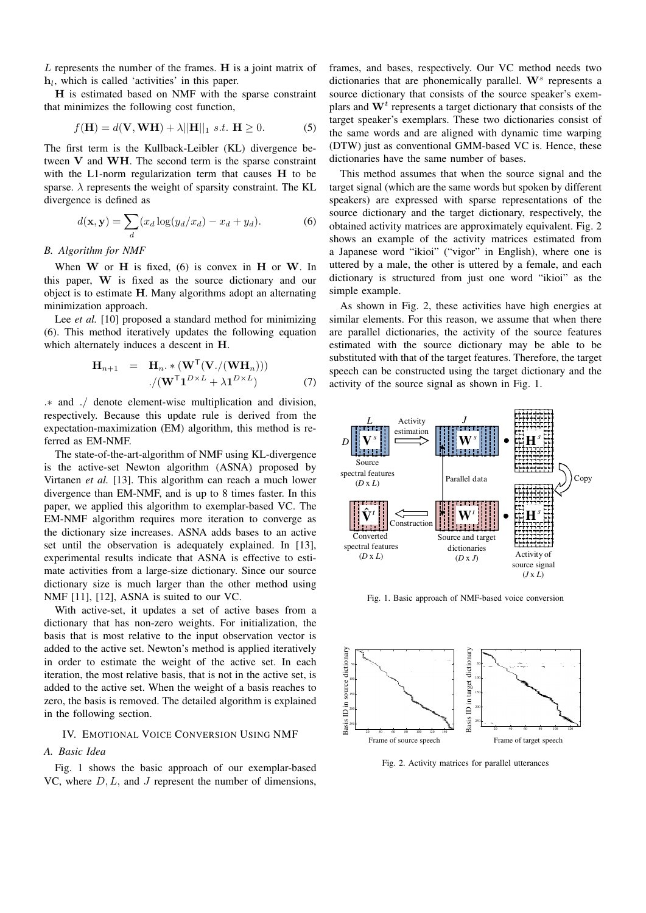$L$ represents the number of the frames. $\mathbf{H}$ is a joint matrix of $\mathbf{h}_l$, which is called 'activities' in this paper.

$\mathbf{H}$ is estimated based on NMF with the sparse constraint that minimizes the following cost function,

$$f(\mathbf{H}) = d(\mathbf{V}, \mathbf{W}\mathbf{H}) + \lambda ||\mathbf{H}||_1 \ s.t. \ \mathbf{H} \geq 0. \tag{5}$$

The first term is the Kullback-Leibler (KL) divergence between $\mathbf{V}$ and $\mathbf{W}\mathbf{H}$. The second term is the sparse constraint with the L1-norm regularization term that causes $\mathbf{H}$ to be sparse. $\lambda$ represents the weight of sparsity constraint. The KL divergence is defined as

$$d(\mathbf{x}, \mathbf{y}) = \sum_d (x_d \log(y_d/x_d) - x_d + y_d). \tag{6}$$

### *B. Algorithm for NMF*

When $\mathbf{W}$ or $\mathbf{H}$ is fixed, (6) is convex in $\mathbf{H}$ or $\mathbf{W}$. In this paper, $\mathbf{W}$ is fixed as the source dictionary and our object is to estimate $\mathbf{H}$. Many algorithms adopt an alternating minimization approach.

Lee *et al.* [10] proposed a standard method for minimizing (6). This method iteratively updates the following equation which alternately induces a descent in $\mathbf{H}$.

$$\begin{aligned} \mathbf{H}_{n+1} &= \mathbf{H}_n . * (\mathbf{W}^\mathsf{T}(\mathbf{V}./(\mathbf{W}\mathbf{H}_n))) \\ &\quad ./(\mathbf{W}^\mathsf{T}\mathbf{1}^{D\times L} + \lambda \mathbf{1}^{D\times L}) \end{aligned} \tag{7}$$

$.*$ and $./$ denote element-wise multiplication and division, respectively. Because this update rule is derived from the expectation-maximization (EM) algorithm, this method is referred as EM-NMF.

The state-of-the-art-algorithm of NMF using KL-divergence is the active-set Newton algorithm (ASNA) proposed by Virtanen *et al.* [13]. This algorithm can reach a much lower divergence than EM-NMF, and is up to 8 times faster. In this paper, we applied this algorithm to exemplar-based VC. The EM-NMF algorithm requires more iteration to converge as the dictionary size increases. ASNA adds bases to an active set until the observation is adequately explained. In [13], experimental results indicate that ASNA is effective to estimate activities from a large-size dictionary. Since our source dictionary size is much larger than the other method using NMF [11], [12], ASNA is suited to our VC.

With active-set, it updates a set of active bases from a dictionary that has non-zero weights. For initialization, the basis that is most relative to the input observation vector is added to the active set. Newton's method is applied iteratively in order to estimate the weight of the active set. In each iteration, the most relative basis, that is not in the active set, is added to the active set. When the weight of a basis reaches to zero, the basis is removed. The detailed algorithm is explained in the following section.

## IV. Emotional Voice Conversion Using NMF

### *A. Basic Idea*

Fig. 1 shows the basic approach of our exemplar-based VC, where $D, L$, and $J$ represent the number of dimensions, frames, and bases, respectively. Our VC method needs two dictionaries that are phonemically parallel. $\mathbf{W}^s$ represents a source dictionary that consists of the source speaker's exemplars and $\mathbf{W}^t$ represents a target dictionary that consists of the target speaker's exemplars. These two dictionaries consist of the same words and are aligned with dynamic time warping (DTW) just as conventional GMM-based VC is. Hence, these dictionaries have the same number of bases.

This method assumes that when the source signal and the target signal (which are the same words but spoken by different speakers) are expressed with sparse representations of the source dictionary and the target dictionary, respectively, the obtained activity matrices are approximately equivalent. Fig. 2 shows an example of the activity matrices estimated from a Japanese word "ikioi" ("vigor" in English), where one is uttered by a male, the other is uttered by a female, and each dictionary is structured from just one word "ikioi" as the simple example.

As shown in Fig. 2, these activities have high energies at similar elements. For this reason, we assume that when there are parallel dictionaries, the activity of the source features estimated with the source dictionary may be able to be substituted with that of the target features. Therefore, the target speech can be constructed using the target dictionary and the activity of the source signal as shown in Fig. 1.

Fig. 1. Basic approach of NMF-based voice conversion

Fig. 2. Activity matrices for parallel utterances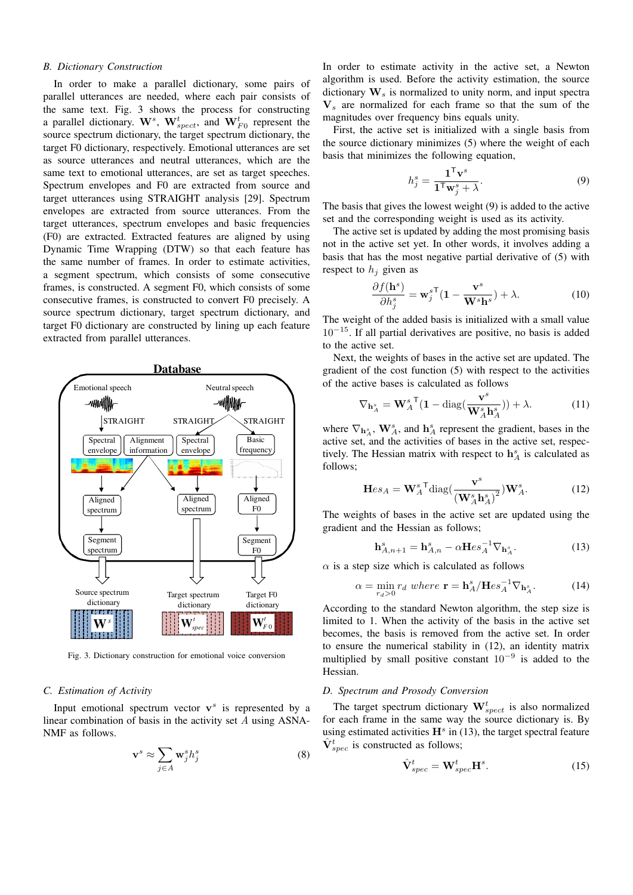### B. Dictionary Construction

In order to make a parallel dictionary, some pairs of parallel utterances are needed, where each pair consists of the same text. Fig. 3 shows the process for constructing a parallel dictionary. $\mathbf{W}^s$, $\mathbf{W}^t_{spect}$, and $\mathbf{W}^t_{F0}$ represent the source spectrum dictionary, the target spectrum dictionary, the target F0 dictionary, respectively. Emotional utterances are set as source utterances and neutral utterances, which are the same text to emotional utterances, are set as target speeches. Spectrum envelopes and F0 are extracted from source and target utterances using STRAIGHT analysis [29]. Spectrum envelopes are extracted from source utterances. From the target utterances, spectrum envelopes and basic frequencies (F0) are extracted. Extracted features are aligned by using Dynamic Time Wrapping (DTW) so that each feature has the same number of frames. In order to estimate activities, a segment spectrum, which consists of some consecutive frames, is constructed. A segment F0, which consists of some consecutive frames, is constructed to convert F0 precisely. A source spectrum dictionary, target spectrum dictionary, and target F0 dictionary are constructed by lining up each feature extracted from parallel utterances.

Fig. 3. Dictionary construction for emotional voice conversion

### C. Estimation of Activity

Input emotional spectrum vector $\mathbf{v}^s$ is represented by a linear combination of basis in the activity set $A$ using ASNA-NMF as follows.

$$\mathbf{v}^s \approx \sum_{j \in A} \mathbf{w}^s_j h^s_j \tag{8}$$

In order to estimate activity in the active set, a Newton algorithm is used. Before the activity estimation, the source dictionary $\mathbf{W}_s$ is normalized to unity norm, and input spectra $\mathbf{V}_s$ are normalized for each frame so that the sum of the magnitudes over frequency bins equals unity.

First, the active set is initialized with a single basis from the source dictionary minimizes (5) where the weight of each basis that minimizes the following equation,

$$h^s_j = \frac{\mathbf{1}^\mathsf{T}\mathbf{v}^s}{\mathbf{1}^\mathsf{T}\mathbf{w}^s_j + \lambda}. \tag{9}$$

The basis that gives the lowest weight (9) is added to the active set and the corresponding weight is used as its activity.

The active set is updated by adding the most promising basis not in the active set yet. In other words, it involves adding a basis that has the most negative partial derivative of (5) with respect to $h_j$ given as

$$\frac{\partial f(\mathbf{h}^s)}{\partial h^s_j} = \mathbf{w}^{s\mathsf{T}}_j(\mathbf{1} - \frac{\mathbf{v}^s}{\mathbf{W}^s\mathbf{h}^s}) + \lambda. \tag{10}$$

The weight of the added basis is initialized with a small value $10^{-15}$. If all partial derivatives are positive, no basis is added to the active set.

Next, the weights of bases in the active set are updated. The gradient of the cost function (5) with respect to the activities of the active bases is calculated as follows

$$\nabla_{\mathbf{h}^s_A} = \mathbf{W}^{s\,\mathsf{T}}_A(\mathbf{1} - \mathrm{diag}(\frac{\mathbf{v}^s}{\mathbf{W}^s_A\mathbf{h}^s_A})) + \lambda. \tag{11}$$

where $\nabla_{\mathbf{h}^s_A}$, $\mathbf{W}^s_A$, and $\mathbf{h}^s_A$ represent the gradient, bases in the active set, and the activities of bases in the active set, respectively. The Hessian matrix with respect to $\mathbf{h}^s_A$ is calculated as follows;

$$\mathbf{H}es_A = \mathbf{W}^{s\,\mathsf{T}}_A \mathrm{diag}(\frac{\mathbf{v}^s}{(\mathbf{W}^s_A\mathbf{h}^s_A)^2})\mathbf{W}^s_A. \tag{12}$$

The weights of bases in the active set are updated using the gradient and the Hessian as follows;

$$\mathbf{h}^s_{A,n+1} = \mathbf{h}^s_{A,n} - \alpha \mathbf{H}es_A^{-1}\nabla_{\mathbf{h}^s_A}. \tag{13}$$

$\alpha$ is a step size which is calculated as follows

$$\alpha = \min_{r_d > 0} r_d \;\; where \;\; \mathbf{r} = \mathbf{h}^s_A / \mathbf{H}es_A^{-1}\nabla_{\mathbf{h}^s_A}. \tag{14}$$

According to the standard Newton algorithm, the step size is limited to 1. When the activity of the basis in the active set becomes, the basis is removed from the active set. In order to ensure the numerical stability in (12), an identity matrix multiplied by small positive constant $10^{-9}$ is added to the Hessian.

### D. Spectrum and Prosody Conversion

The target spectrum dictionary $\mathbf{W}^t_{spect}$ is also normalized for each frame in the same way the source dictionary is. By using estimated activities $\mathbf{H}^s$ in (13), the target spectral feature $\hat{\mathbf{V}}^t_{spec}$ is constructed as follows;

$$\hat{\mathbf{V}}^t_{spec} = \mathbf{W}^t_{spec}\mathbf{H}^s. \tag{15}$$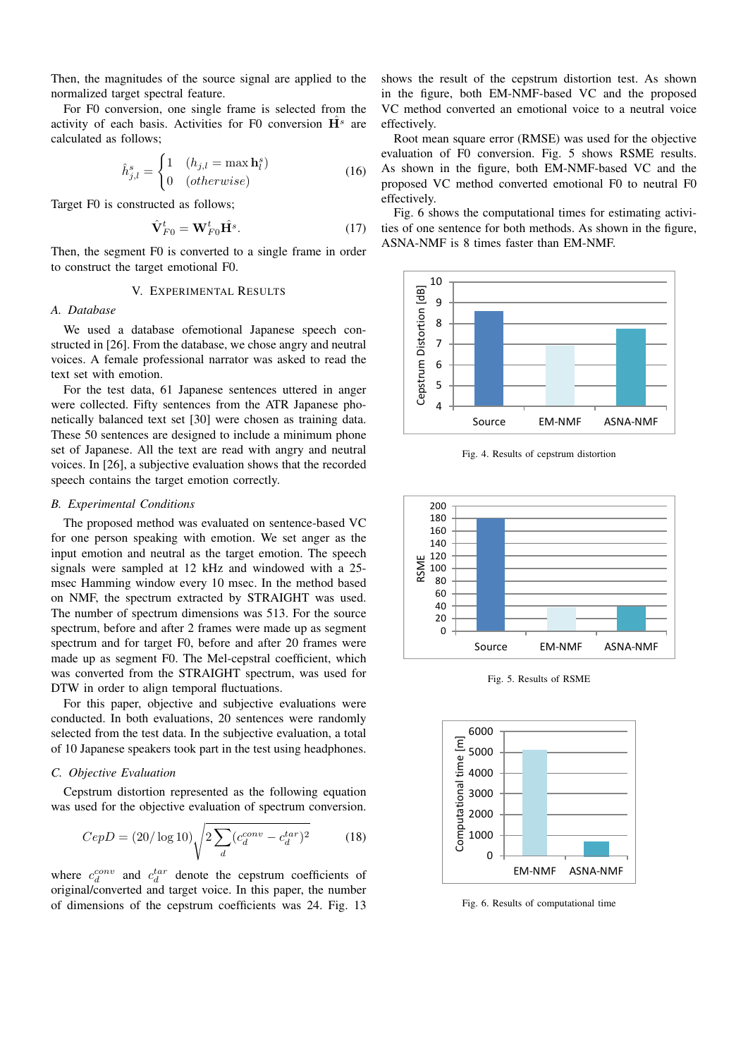Then, the magnitudes of the source signal are applied to the normalized target spectral feature.

For F0 conversion, one single frame is selected from the activity of each basis. Activities for F0 conversion $\hat{\mathbf{H}}^s$ are calculated as follows;

$$\hat{h}^s_{j,l} = \begin{cases} 1 & (h_{j,l} = \max \mathbf{h}^s_l) \\ 0 & (otherwise) \end{cases} \tag{16}$$

Target F0 is constructed as follows;

$$\hat{\mathbf{V}}^t_{F0} = \mathbf{W}^t_{F0}\hat{\mathbf{H}}^s. \tag{17}$$

Then, the segment F0 is converted to a single frame in order to construct the target emotional F0.

## V. Experimental Results

### A. Database

We used a database ofemotional Japanese speech constructed in [26]. From the database, we chose angry and neutral voices. A female professional narrator was asked to read the text set with emotion.

For the test data, 61 Japanese sentences uttered in anger were collected. Fifty sentences from the ATR Japanese phonetically balanced text set [30] were chosen as training data. These 50 sentences are designed to include a minimum phone set of Japanese. All the text are read with angry and neutral voices. In [26], a subjective evaluation shows that the recorded speech contains the target emotion correctly.

### B. Experimental Conditions

The proposed method was evaluated on sentence-based VC for one person speaking with emotion. We set anger as the input emotion and neutral as the target emotion. The speech signals were sampled at 12 kHz and windowed with a 25-msec Hamming window every 10 msec. In the method based on NMF, the spectrum extracted by STRAIGHT was used. The number of spectrum dimensions was 513. For the source spectrum, before and after 2 frames were made up as segment spectrum and for target F0, before and after 20 frames were made up as segment F0. The Mel-cepstral coefficient, which was converted from the STRAIGHT spectrum, was used for DTW in order to align temporal fluctuations.

For this paper, objective and subjective evaluations were conducted. In both evaluations, 20 sentences were randomly selected from the test data. In the subjective evaluation, a total of 10 Japanese speakers took part in the test using headphones.

### C. Objective Evaluation

Cepstrum distortion represented as the following equation was used for the objective evaluation of spectrum conversion.

$$CepD = (20/\log 10)\sqrt{2\sum_d (c_d^{conv} - c_d^{tar})^2} \tag{18}$$

where $c_d^{conv}$ and $c_d^{tar}$ denote the cepstrum coefficients of original/converted and target voice. In this paper, the number of dimensions of the cepstrum coefficients was 24. Fig. 13 shows the result of the cepstrum distortion test. As shown in the figure, both EM-NMF-based VC and the proposed VC method converted an emotional voice to a neutral voice effectively.

Root mean square error (RMSE) was used for the objective evaluation of F0 conversion. Fig. 5 shows RSME results. As shown in the figure, both EM-NMF-based VC and the proposed VC method converted emotional F0 to neutral F0 effectively.

Fig. 6 shows the computational times for estimating activities of one sentence for both methods. As shown in the figure, ASNA-NMF is 8 times faster than EM-NMF.

Fig. 4. Results of cepstrum distortion

Fig. 5. Results of RSME

Fig. 6. Results of computational time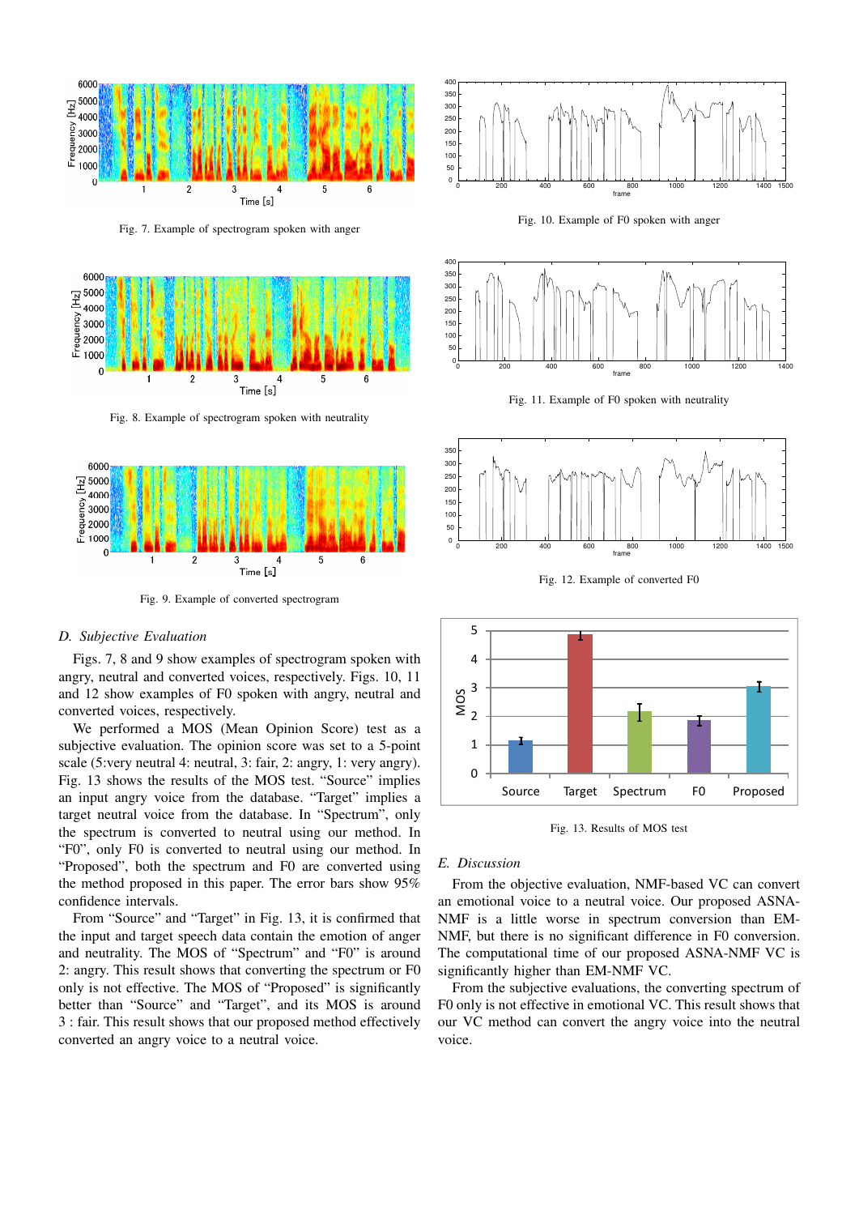Fig. 7. Example of spectrogram spoken with anger

Fig. 8. Example of spectrogram spoken with neutrality

Fig. 9. Example of converted spectrogram

Fig. 10. Example of F0 spoken with anger

Fig. 11. Example of F0 spoken with neutrality

Fig. 12. Example of converted F0

Fig. 13. Results of MOS test

### D. Subjective Evaluation

Figs. 7, 8 and 9 show examples of spectrogram spoken with angry, neutral and converted voices, respectively. Figs. 10, 11 and 12 show examples of F0 spoken with angry, neutral and converted voices, respectively.

We performed a MOS (Mean Opinion Score) test as a subjective evaluation. The opinion score was set to a 5-point scale (5:very neutral 4: neutral, 3: fair, 2: angry, 1: very angry). Fig. 13 shows the results of the MOS test. "Source" implies an input angry voice from the database. "Target" implies a target neutral voice from the database. In "Spectrum", only the spectrum is converted to neutral using our method. In "F0", only F0 is converted to neutral using our method. In "Proposed", both the spectrum and F0 are converted using the method proposed in this paper. The error bars show 95% confidence intervals.

From "Source" and "Target" in Fig. 13, it is confirmed that the input and target speech data contain the emotion of anger and neutrality. The MOS of "Spectrum" and "F0" is around 2: angry. This result shows that converting the spectrum or F0 only is not effective. The MOS of "Proposed" is significantly better than "Source" and "Target", and its MOS is around 3 : fair. This result shows that our proposed method effectively converted an angry voice to a neutral voice.

### E. Discussion

From the objective evaluation, NMF-based VC can convert an emotional voice to a neutral voice. Our proposed ASNA-NMF is a little worse in spectrum conversion than EM-NMF, but there is no significant difference in F0 conversion. The computational time of our proposed ASNA-NMF VC is significantly higher than EM-NMF VC.

From the subjective evaluations, the converting spectrum of F0 only is not effective in emotional VC. This result shows that our VC method can convert the angry voice into the neutral voice.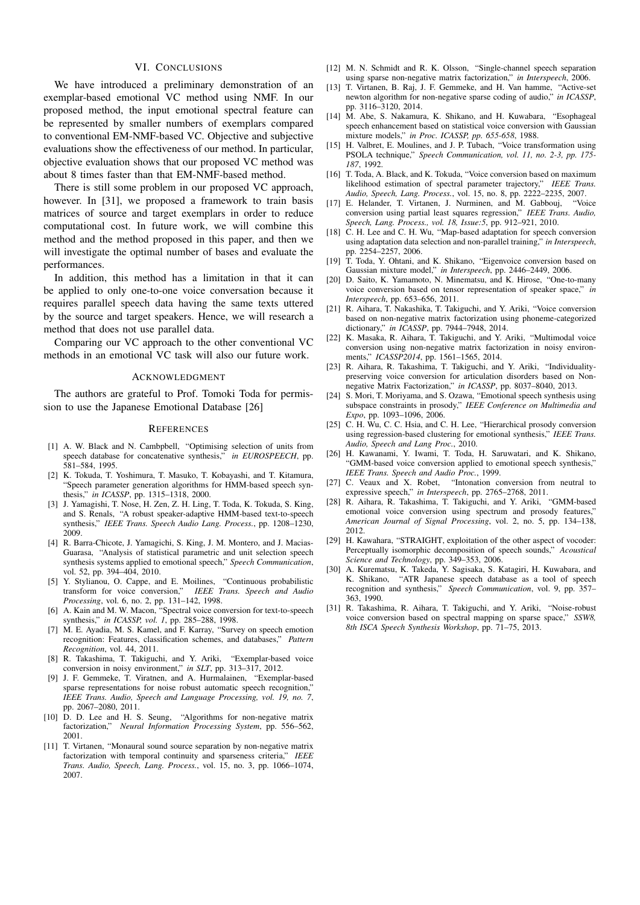## VI. Conclusions

We have introduced a preliminary demonstration of an exemplar-based emotional VC method using NMF. In our proposed method, the input emotional spectral feature can be represented by smaller numbers of exemplars compared to conventional EM-NMF-based VC. Objective and subjective evaluations show the effectiveness of our method. In particular, objective evaluation shows that our proposed VC method was about 8 times faster than that EM-NMF-based method.

There is still some problem in our proposed VC approach, however. In [31], we proposed a framework to train basis matrices of source and target exemplars in order to reduce computational cost. In future work, we will combine this method and the method proposed in this paper, and then we will investigate the optimal number of bases and evaluate the performances.

In addition, this method has a limitation in that it can be applied to only one-to-one voice conversation because it requires parallel speech data having the same texts uttered by the source and target speakers. Hence, we will research a method that does not use parallel data.

Comparing our VC approach to the other conventional VC methods in an emotional VC task will also our future work.

## Acknowledgment

The authors are grateful to Prof. Tomoki Toda for permission to use the Japanese Emotional Database [26]

## References

[1] A. W. Black and N. Cambpbell, "Optimising selection of units from speech database for concatenative synthesis," *in EUROSPEECH*, pp. 581–584, 1995.

[2] K. Tokuda, T. Yoshimura, T. Masuko, T. Kobayashi, and T. Kitamura, "Speech parameter generation algorithms for HMM-based speech synthesis," *in ICASSP*, pp. 1315–1318, 2000.

[3] J. Yamagishi, T. Nose, H. Zen, Z. H. Ling, T. Toda, K. Tokuda, S. King, and S. Renals, "A robust speaker-adaptive HMM-based text-to-speech synthesis," *IEEE Trans. Speech Audio Lang. Process.*, pp. 1208–1230, 2009.

[4] R. Barra-Chicote, J. Yamagichi, S. King, J. M. Montero, and J. Macias-Guarasa, "Analysis of statistical parametric and unit selection speech synthesis systems applied to emotional speech," *Speech Communication*, vol. 52, pp. 394–404, 2010.

[5] Y. Stylianou, O. Cappe, and E. Moilines, "Continuous probabilistic transform for voice conversion," *IEEE Trans. Speech and Audio Processing*, vol. 6, no. 2, pp. 131–142, 1998.

[6] A. Kain and M. W. Macon, "Spectral voice conversion for text-to-speech synthesis," *in ICASSP, vol. 1*, pp. 285–288, 1998.

[7] M. E. Ayadia, M. S. Kamel, and F. Karray, "Survey on speech emotion recognition: Features, classification schemes, and databases," *Pattern Recognition*, vol. 44, 2011.

[8] R. Takashima, T. Takiguchi, and Y. Ariki, "Exemplar-based voice conversion in noisy environment," *in SLT*, pp. 313–317, 2012.

[9] J. F. Gemmeke, T. Viratnen, and A. Hurmalainen, "Exemplar-based sparse representations for noise robust automatic speech recognition," *IEEE Trans. Audio, Speech and Language Processing, vol. 19, no. 7*, pp. 2067–2080, 2011.

[10] D. D. Lee and H. S. Seung, "Algorithms for non-negative matrix factorization," *Neural Information Processing System*, pp. 556–562, 2001.

[11] T. Virtanen, "Monaural sound source separation by non-negative matrix factorization with temporal continuity and sparseness criteria," *IEEE Trans. Audio, Speech, Lang. Process.*, vol. 15, no. 3, pp. 1066–1074, 2007.

[12] M. N. Schmidt and R. K. Olsson, "Single-channel speech separation using sparse non-negative matrix factorization," *in Interspeech*, 2006.

[13] T. Virtanen, B. Raj, J. F. Gemmeke, and H. Van hamme, "Active-set newton algorithm for non-negative sparse coding of audio," *in ICASSP*, pp. 3116–3120, 2014.

[14] M. Abe, S. Nakamura, K. Shikano, and H. Kuwabara, "Esophageal speech enhancement based on statistical voice conversion with Gaussian mixture models," *in Proc. ICASSP, pp. 655-658*, 1988.

[15] H. Valbret, E. Moulines, and J. P. Tubach, "Voice transformation using PSOLA technique," *Speech Communication, vol. 11, no. 2-3, pp. 175-187*, 1992.

[16] T. Toda, A. Black, and K. Tokuda, "Voice conversion based on maximum likelihood estimation of spectral parameter trajectory," *IEEE Trans. Audio, Speech, Lang. Process.*, vol. 15, no. 8, pp. 2222–2235, 2007.

[17] E. Helander, T. Virtanen, J. Nurminen, and M. Gabbouj, "Voice conversion using partial least squares regression," *IEEE Trans. Audio, Speech, Lang. Process., vol. 18, Issue:5*, pp. 912–921, 2010.

[18] C. H. Lee and C. H. Wu, "Map-based adaptation for speech conversion using adaptation data selection and non-parallel training," *in Interspeech*, pp. 2254–2257, 2006.

[19] T. Toda, Y. Ohtani, and K. Shikano, "Eigenvoice conversion based on Gaussian mixture model," *in Interspeech*, pp. 2446–2449, 2006.

[20] D. Saito, K. Yamamoto, N. Minematsu, and K. Hirose, "One-to-many voice conversion based on tensor representation of speaker space," *in Interspeech*, pp. 653–656, 2011.

[21] R. Aihara, T. Nakashika, T. Takiguchi, and Y. Ariki, "Voice conversion based on non-negative matrix factorization using phoneme-categorized dictionary," *in ICASSP*, pp. 7944–7948, 2014.

[22] K. Masaka, R. Aihara, T. Takiguchi, and Y. Ariki, "Multimodal voice conversion using non-negative matrix factorization in noisy environments," *ICASSP2014*, pp. 1561–1565, 2014.

[23] R. Aihara, R. Takashima, T. Takiguchi, and Y. Ariki, "Individuality-preserving voice conversion for articulation disorders based on Non-negative Matrix Factorization," *in ICASSP*, pp. 8037–8040, 2013.

[24] S. Mori, T. Moriyama, and S. Ozawa, "Emotional speech synthesis using subspace constraints in prosody," *IEEE Conference on Multimedia and Expo*, pp. 1093–1096, 2006.

[25] C. H. Wu, C. C. Hsia, and C. H. Lee, "Hierarchical prosody conversion using regression-based clustering for emotional synthesis," *IEEE Trans. Audio, Speech and Lang Proc.*, 2010.

[26] H. Kawanami, Y. Iwami, T. Toda, H. Saruwatari, and K. Shikano, "GMM-based voice conversion applied to emotional speech synthesis," *IEEE Trans. Speech and Audio Proc.*, 1999.

[27] C. Veaux and X. Robet, "Intonation conversion from neutral to expressive speech," *in Interspeech*, pp. 2765–2768, 2011.

[28] R. Aihara, R. Takashima, T. Takiguchi, and Y. Ariki, "GMM-based emotional voice conversion using spectrum and prosody features," *American Journal of Signal Processing*, vol. 2, no. 5, pp. 134–138, 2012.

[29] H. Kawahara, "STRAIGHT, exploitation of the other aspect of vocoder: Perceptually isomorphic decomposition of speech sounds," *Acoustical Science and Technology*, pp. 349–353, 2006.

[30] A. Kurematsu, K. Takeda, Y. Sagisaka, S. Katagiri, H. Kuwabara, and K. Shikano, "ATR Japanese speech database as a tool of speech recognition and synthesis," *Speech Communication*, vol. 9, pp. 357–363, 1990.

[31] R. Takashima, R. Aihara, T. Takiguchi, and Y. Ariki, "Noise-robust voice conversion based on spectral mapping on sparse space," *SSW8, 8th ISCA Speech Synthesis Workshop*, pp. 71–75, 2013.